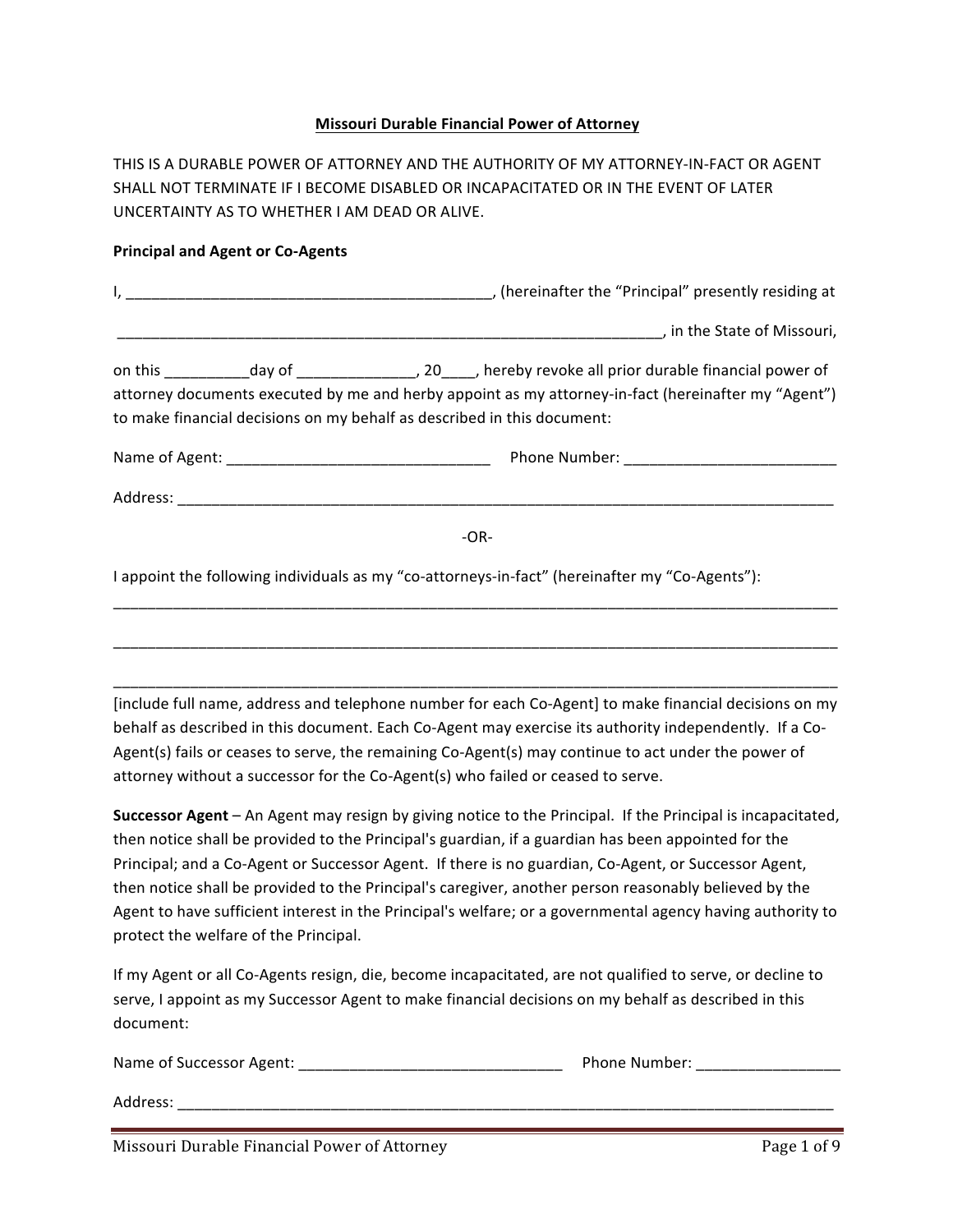# Missouri Durable Financial Power of Attorney

THIS IS A DURABLE POWER OF ATTORNEY AND THE AUTHORITY OF MY ATTORNEY-IN-FACT OR AGENT SHALL NOT TERMINATE IF I BECOME DISABLED OR INCAPACITATED OR IN THE EVENT OF LATER UNCERTAINTY AS TO WHETHER I AM DEAD OR ALIVE.

**Principal and Agent or Co-Agents**

I, ____________________________________________, (hereinafter the "Principal" presently residing at

_____________________________________________________________________, in the State of Missouri,

on this __________day of ______________, 20____, hereby revoke all prior durable financial power of attorney documents executed by me and herby appoint as my attorney-in-fact (hereinafter my "Agent") to make financial decisions on my behalf as described in this document:

Name of Agent: _______________________________ Phone Number: _________________________

Address: ________________________________________________________________________________

-OR-

I appoint the following individuals as my "co-attorneys-in-fact" (hereinafter my "Co-Agents"):

_________________________________________________________________________________________

_________________________________________________________________________________________

_________________________________________________________________________________________

[include full name, address and telephone number for each Co-Agent] to make financial decisions on my behalf as described in this document. Each Co-Agent may exercise its authority independently. If a Co-Agent(s) fails or ceases to serve, the remaining Co-Agent(s) may continue to act under the power of attorney without a successor for the Co-Agent(s) who failed or ceased to serve.

**Successor Agent** – An Agent may resign by giving notice to the Principal. If the Principal is incapacitated, then notice shall be provided to the Principal's guardian, if a guardian has been appointed for the Principal; and a Co-Agent or Successor Agent. If there is no guardian, Co-Agent, or Successor Agent, then notice shall be provided to the Principal's caregiver, another person reasonably believed by the Agent to have sufficient interest in the Principal's welfare; or a governmental agency having authority to protect the welfare of the Principal.

If my Agent or all Co-Agents resign, die, become incapacitated, are not qualified to serve, or decline to serve, I appoint as my Successor Agent to make financial decisions on my behalf as described in this document:

Name of Successor Agent: _______________________________ Phone Number: _________________

Address: ________________________________________________________________________________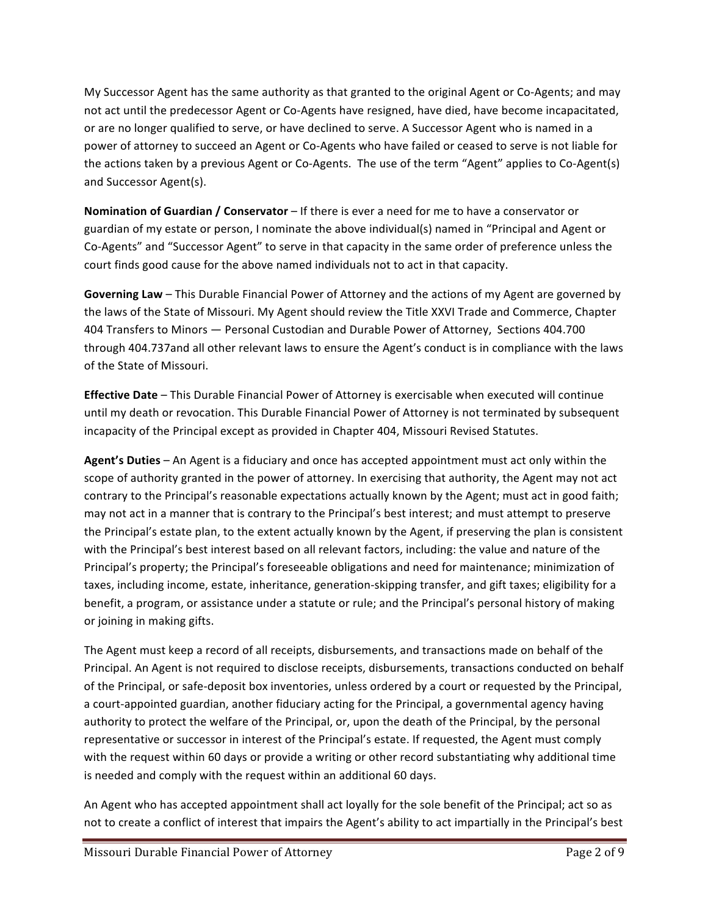My Successor Agent has the same authority as that granted to the original Agent or Co-Agents; and may not act until the predecessor Agent or Co-Agents have resigned, have died, have become incapacitated, or are no longer qualified to serve, or have declined to serve. A Successor Agent who is named in a power of attorney to succeed an Agent or Co-Agents who have failed or ceased to serve is not liable for the actions taken by a previous Agent or Co-Agents. The use of the term "Agent" applies to Co-Agent(s) and Successor Agent(s).

**Nomination of Guardian / Conservator** – If there is ever a need for me to have a conservator or guardian of my estate or person, I nominate the above individual(s) named in "Principal and Agent or Co-Agents" and "Successor Agent" to serve in that capacity in the same order of preference unless the court finds good cause for the above named individuals not to act in that capacity.

**Governing Law** – This Durable Financial Power of Attorney and the actions of my Agent are governed by the laws of the State of Missouri. My Agent should review the Title XXVI Trade and Commerce, Chapter 404 Transfers to Minors — Personal Custodian and Durable Power of Attorney, Sections 404.700 through 404.737and all other relevant laws to ensure the Agent's conduct is in compliance with the laws of the State of Missouri.

**Effective Date** – This Durable Financial Power of Attorney is exercisable when executed will continue until my death or revocation. This Durable Financial Power of Attorney is not terminated by subsequent incapacity of the Principal except as provided in Chapter 404, Missouri Revised Statutes.

**Agent's Duties** – An Agent is a fiduciary and once has accepted appointment must act only within the scope of authority granted in the power of attorney. In exercising that authority, the Agent may not act contrary to the Principal's reasonable expectations actually known by the Agent; must act in good faith; may not act in a manner that is contrary to the Principal's best interest; and must attempt to preserve the Principal's estate plan, to the extent actually known by the Agent, if preserving the plan is consistent with the Principal's best interest based on all relevant factors, including: the value and nature of the Principal's property; the Principal's foreseeable obligations and need for maintenance; minimization of taxes, including income, estate, inheritance, generation-skipping transfer, and gift taxes; eligibility for a benefit, a program, or assistance under a statute or rule; and the Principal's personal history of making or joining in making gifts.

The Agent must keep a record of all receipts, disbursements, and transactions made on behalf of the Principal. An Agent is not required to disclose receipts, disbursements, transactions conducted on behalf of the Principal, or safe-deposit box inventories, unless ordered by a court or requested by the Principal, a court-appointed guardian, another fiduciary acting for the Principal, a governmental agency having authority to protect the welfare of the Principal, or, upon the death of the Principal, by the personal representative or successor in interest of the Principal's estate. If requested, the Agent must comply with the request within 60 days or provide a writing or other record substantiating why additional time is needed and comply with the request within an additional 60 days.

An Agent who has accepted appointment shall act loyally for the sole benefit of the Principal; act so as not to create a conflict of interest that impairs the Agent's ability to act impartially in the Principal's best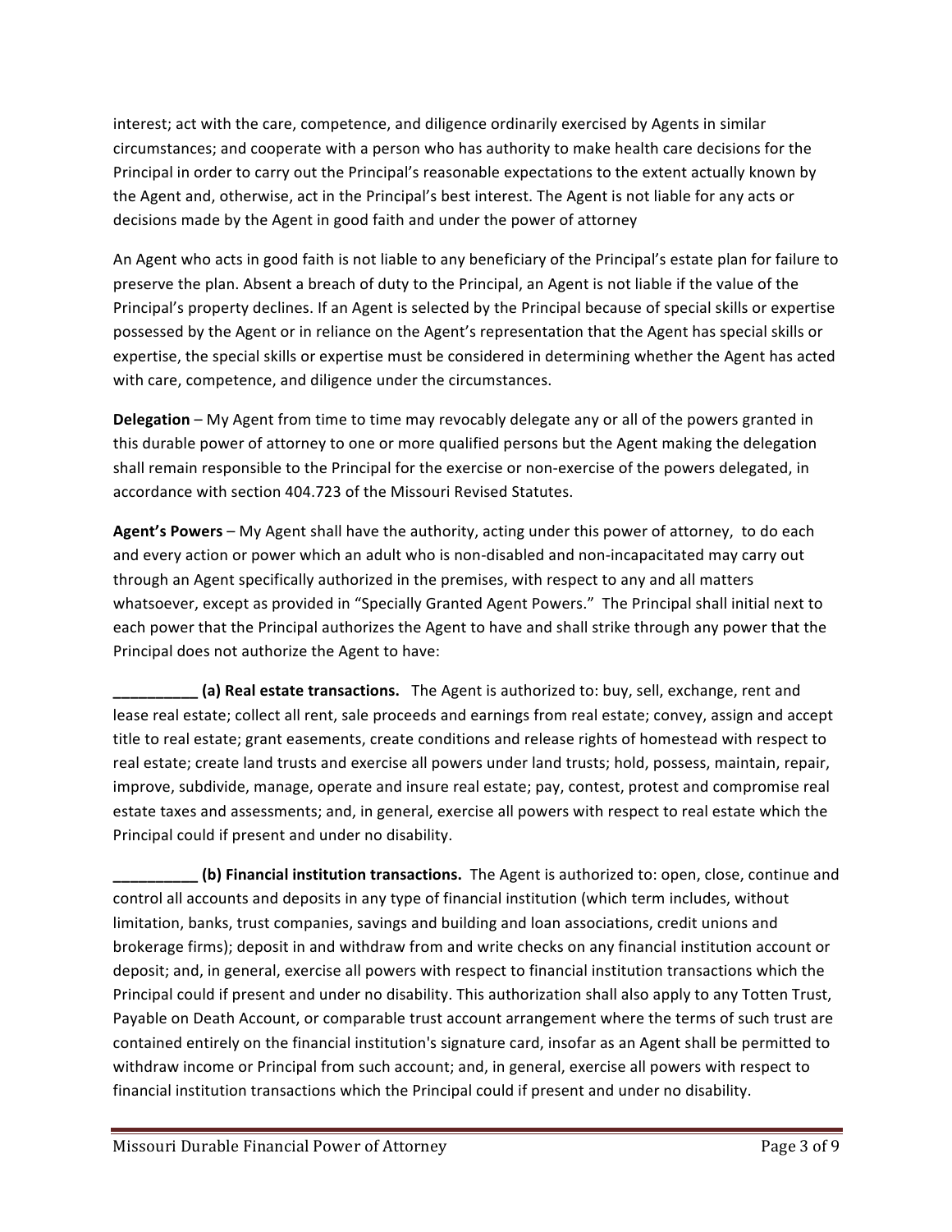interest; act with the care, competence, and diligence ordinarily exercised by Agents in similar circumstances; and cooperate with a person who has authority to make health care decisions for the Principal in order to carry out the Principal's reasonable expectations to the extent actually known by the Agent and, otherwise, act in the Principal's best interest. The Agent is not liable for any acts or decisions made by the Agent in good faith and under the power of attorney

An Agent who acts in good faith is not liable to any beneficiary of the Principal's estate plan for failure to preserve the plan. Absent a breach of duty to the Principal, an Agent is not liable if the value of the Principal's property declines. If an Agent is selected by the Principal because of special skills or expertise possessed by the Agent or in reliance on the Agent's representation that the Agent has special skills or expertise, the special skills or expertise must be considered in determining whether the Agent has acted with care, competence, and diligence under the circumstances.

**Delegation** – My Agent from time to time may revocably delegate any or all of the powers granted in this durable power of attorney to one or more qualified persons but the Agent making the delegation shall remain responsible to the Principal for the exercise or non-exercise of the powers delegated, in accordance with section 404.723 of the Missouri Revised Statutes.

**Agent's Powers** – My Agent shall have the authority, acting under this power of attorney, to do each and every action or power which an adult who is non-disabled and non-incapacitated may carry out through an Agent specifically authorized in the premises, with respect to any and all matters whatsoever, except as provided in "Specially Granted Agent Powers." The Principal shall initial next to each power that the Principal authorizes the Agent to have and shall strike through any power that the Principal does not authorize the Agent to have:

**__________ (a) Real estate transactions.** The Agent is authorized to: buy, sell, exchange, rent and lease real estate; collect all rent, sale proceeds and earnings from real estate; convey, assign and accept title to real estate; grant easements, create conditions and release rights of homestead with respect to real estate; create land trusts and exercise all powers under land trusts; hold, possess, maintain, repair, improve, subdivide, manage, operate and insure real estate; pay, contest, protest and compromise real estate taxes and assessments; and, in general, exercise all powers with respect to real estate which the Principal could if present and under no disability.

**__________ (b) Financial institution transactions.** The Agent is authorized to: open, close, continue and control all accounts and deposits in any type of financial institution (which term includes, without limitation, banks, trust companies, savings and building and loan associations, credit unions and brokerage firms); deposit in and withdraw from and write checks on any financial institution account or deposit; and, in general, exercise all powers with respect to financial institution transactions which the Principal could if present and under no disability. This authorization shall also apply to any Totten Trust, Payable on Death Account, or comparable trust account arrangement where the terms of such trust are contained entirely on the financial institution's signature card, insofar as an Agent shall be permitted to withdraw income or Principal from such account; and, in general, exercise all powers with respect to financial institution transactions which the Principal could if present and under no disability.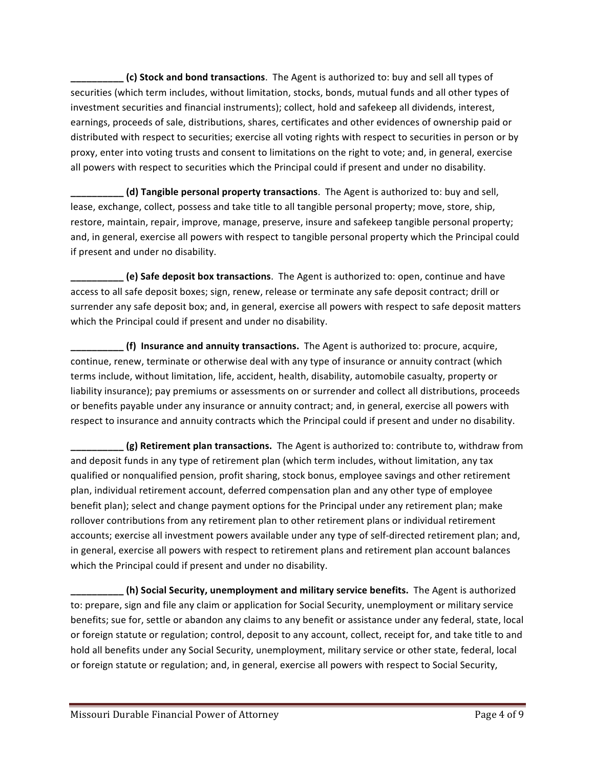__________ **(c) Stock and bond transactions**. The Agent is authorized to: buy and sell all types of securities (which term includes, without limitation, stocks, bonds, mutual funds and all other types of investment securities and financial instruments); collect, hold and safekeep all dividends, interest, earnings, proceeds of sale, distributions, shares, certificates and other evidences of ownership paid or distributed with respect to securities; exercise all voting rights with respect to securities in person or by proxy, enter into voting trusts and consent to limitations on the right to vote; and, in general, exercise all powers with respect to securities which the Principal could if present and under no disability.

__________ **(d) Tangible personal property transactions**. The Agent is authorized to: buy and sell, lease, exchange, collect, possess and take title to all tangible personal property; move, store, ship, restore, maintain, repair, improve, manage, preserve, insure and safekeep tangible personal property; and, in general, exercise all powers with respect to tangible personal property which the Principal could if present and under no disability.

__________ **(e) Safe deposit box transactions**. The Agent is authorized to: open, continue and have access to all safe deposit boxes; sign, renew, release or terminate any safe deposit contract; drill or surrender any safe deposit box; and, in general, exercise all powers with respect to safe deposit matters which the Principal could if present and under no disability.

__________ **(f) Insurance and annuity transactions.** The Agent is authorized to: procure, acquire, continue, renew, terminate or otherwise deal with any type of insurance or annuity contract (which terms include, without limitation, life, accident, health, disability, automobile casualty, property or liability insurance); pay premiums or assessments on or surrender and collect all distributions, proceeds or benefits payable under any insurance or annuity contract; and, in general, exercise all powers with respect to insurance and annuity contracts which the Principal could if present and under no disability.

__________ **(g) Retirement plan transactions.** The Agent is authorized to: contribute to, withdraw from and deposit funds in any type of retirement plan (which term includes, without limitation, any tax qualified or nonqualified pension, profit sharing, stock bonus, employee savings and other retirement plan, individual retirement account, deferred compensation plan and any other type of employee benefit plan); select and change payment options for the Principal under any retirement plan; make rollover contributions from any retirement plan to other retirement plans or individual retirement accounts; exercise all investment powers available under any type of self-directed retirement plan; and, in general, exercise all powers with respect to retirement plans and retirement plan account balances which the Principal could if present and under no disability.

__________ **(h) Social Security, unemployment and military service benefits.** The Agent is authorized to: prepare, sign and file any claim or application for Social Security, unemployment or military service benefits; sue for, settle or abandon any claims to any benefit or assistance under any federal, state, local or foreign statute or regulation; control, deposit to any account, collect, receipt for, and take title to and hold all benefits under any Social Security, unemployment, military service or other state, federal, local or foreign statute or regulation; and, in general, exercise all powers with respect to Social Security,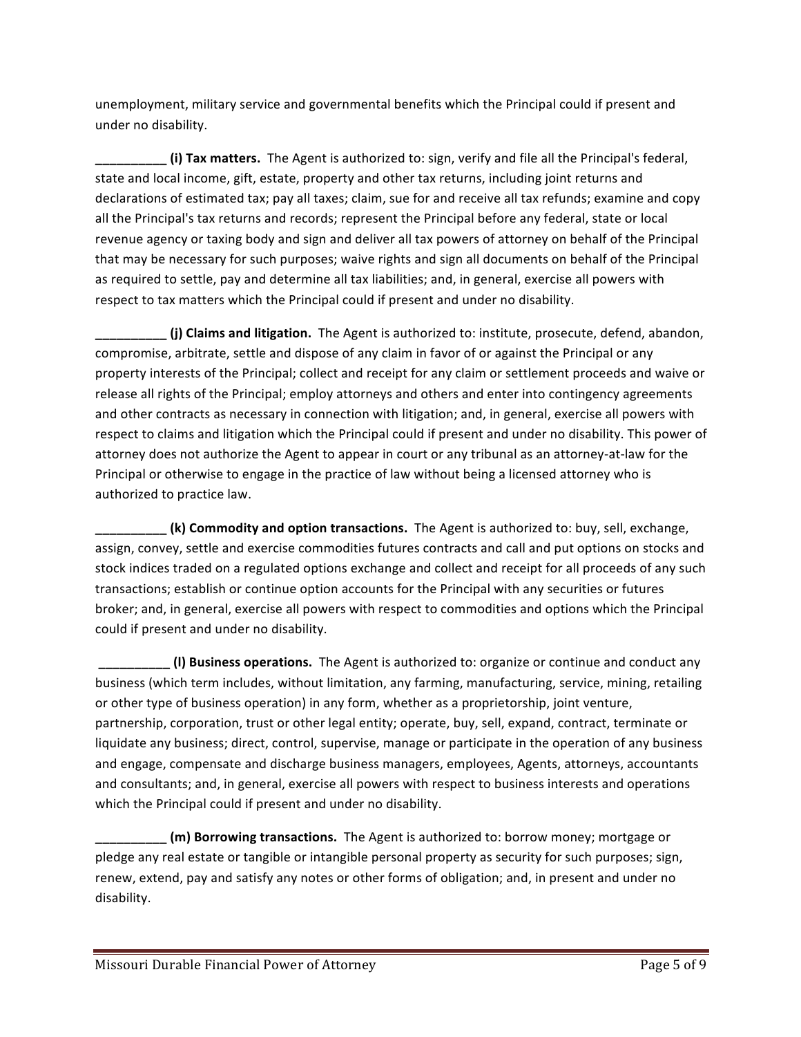unemployment, military service and governmental benefits which the Principal could if present and under no disability.

__________ **(i) Tax matters.** The Agent is authorized to: sign, verify and file all the Principal's federal, state and local income, gift, estate, property and other tax returns, including joint returns and declarations of estimated tax; pay all taxes; claim, sue for and receive all tax refunds; examine and copy all the Principal's tax returns and records; represent the Principal before any federal, state or local revenue agency or taxing body and sign and deliver all tax powers of attorney on behalf of the Principal that may be necessary for such purposes; waive rights and sign all documents on behalf of the Principal as required to settle, pay and determine all tax liabilities; and, in general, exercise all powers with respect to tax matters which the Principal could if present and under no disability.

__________ **(j) Claims and litigation.** The Agent is authorized to: institute, prosecute, defend, abandon, compromise, arbitrate, settle and dispose of any claim in favor of or against the Principal or any property interests of the Principal; collect and receipt for any claim or settlement proceeds and waive or release all rights of the Principal; employ attorneys and others and enter into contingency agreements and other contracts as necessary in connection with litigation; and, in general, exercise all powers with respect to claims and litigation which the Principal could if present and under no disability. This power of attorney does not authorize the Agent to appear in court or any tribunal as an attorney-at-law for the Principal or otherwise to engage in the practice of law without being a licensed attorney who is authorized to practice law.

__________ **(k) Commodity and option transactions.** The Agent is authorized to: buy, sell, exchange, assign, convey, settle and exercise commodities futures contracts and call and put options on stocks and stock indices traded on a regulated options exchange and collect and receipt for all proceeds of any such transactions; establish or continue option accounts for the Principal with any securities or futures broker; and, in general, exercise all powers with respect to commodities and options which the Principal could if present and under no disability.

__________ **(l) Business operations.** The Agent is authorized to: organize or continue and conduct any business (which term includes, without limitation, any farming, manufacturing, service, mining, retailing or other type of business operation) in any form, whether as a proprietorship, joint venture, partnership, corporation, trust or other legal entity; operate, buy, sell, expand, contract, terminate or liquidate any business; direct, control, supervise, manage or participate in the operation of any business and engage, compensate and discharge business managers, employees, Agents, attorneys, accountants and consultants; and, in general, exercise all powers with respect to business interests and operations which the Principal could if present and under no disability.

__________ **(m) Borrowing transactions.** The Agent is authorized to: borrow money; mortgage or pledge any real estate or tangible or intangible personal property as security for such purposes; sign, renew, extend, pay and satisfy any notes or other forms of obligation; and, in present and under no disability.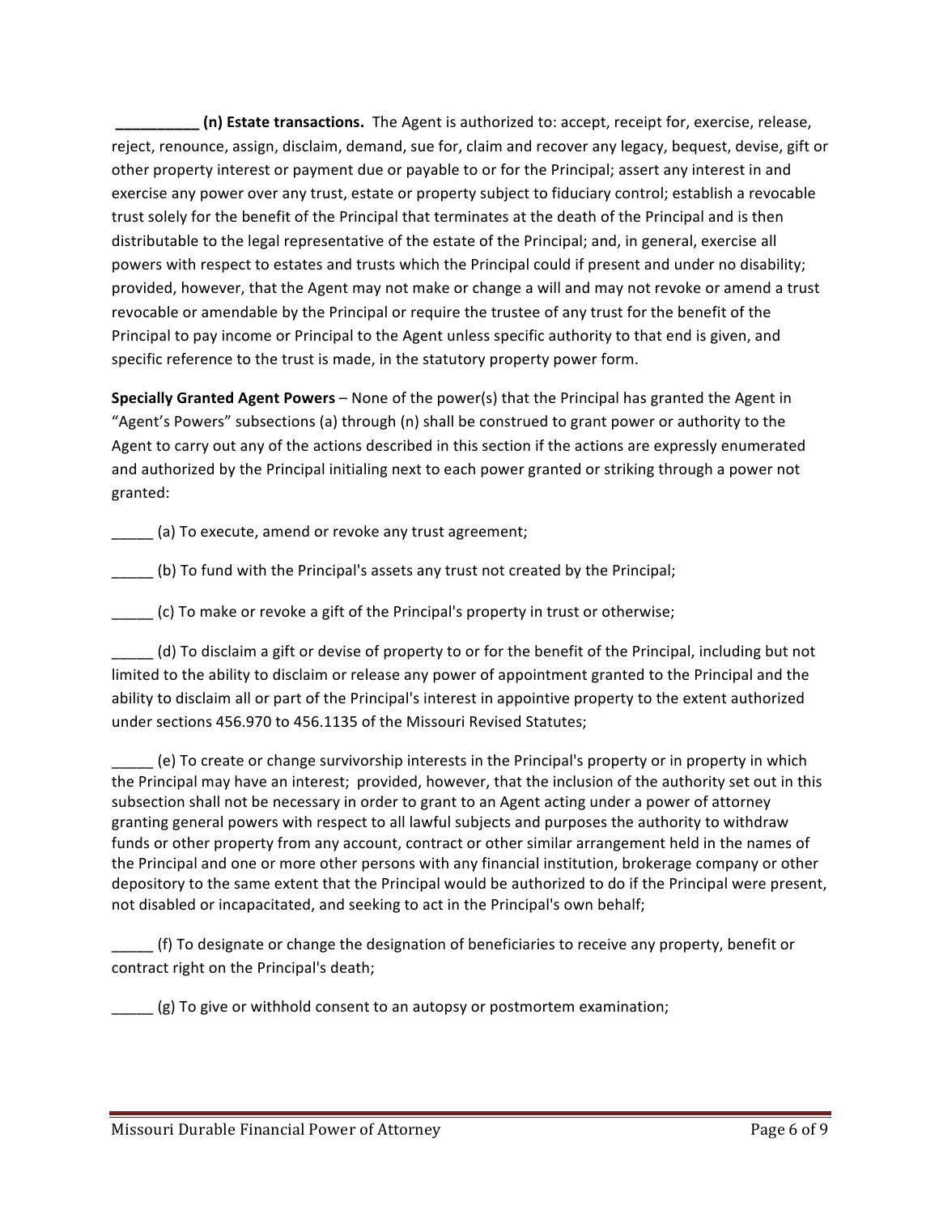__________ **(n) Estate transactions.** The Agent is authorized to: accept, receipt for, exercise, release, reject, renounce, assign, disclaim, demand, sue for, claim and recover any legacy, bequest, devise, gift or other property interest or payment due or payable to or for the Principal; assert any interest in and exercise any power over any trust, estate or property subject to fiduciary control; establish a revocable trust solely for the benefit of the Principal that terminates at the death of the Principal and is then distributable to the legal representative of the estate of the Principal; and, in general, exercise all powers with respect to estates and trusts which the Principal could if present and under no disability; provided, however, that the Agent may not make or change a will and may not revoke or amend a trust revocable or amendable by the Principal or require the trustee of any trust for the benefit of the Principal to pay income or Principal to the Agent unless specific authority to that end is given, and specific reference to the trust is made, in the statutory property power form.

**Specially Granted Agent Powers** – None of the power(s) that the Principal has granted the Agent in "Agent's Powers" subsections (a) through (n) shall be construed to grant power or authority to the Agent to carry out any of the actions described in this section if the actions are expressly enumerated and authorized by the Principal initialing next to each power granted or striking through a power not granted:

_____ (a) To execute, amend or revoke any trust agreement;

_____ (b) To fund with the Principal's assets any trust not created by the Principal;

_____ (c) To make or revoke a gift of the Principal's property in trust or otherwise;

_____ (d) To disclaim a gift or devise of property to or for the benefit of the Principal, including but not limited to the ability to disclaim or release any power of appointment granted to the Principal and the ability to disclaim all or part of the Principal's interest in appointive property to the extent authorized under sections 456.970 to 456.1135 of the Missouri Revised Statutes;

_____ (e) To create or change survivorship interests in the Principal's property or in property in which the Principal may have an interest; provided, however, that the inclusion of the authority set out in this subsection shall not be necessary in order to grant to an Agent acting under a power of attorney granting general powers with respect to all lawful subjects and purposes the authority to withdraw funds or other property from any account, contract or other similar arrangement held in the names of the Principal and one or more other persons with any financial institution, brokerage company or other depository to the same extent that the Principal would be authorized to do if the Principal were present, not disabled or incapacitated, and seeking to act in the Principal's own behalf;

_____ (f) To designate or change the designation of beneficiaries to receive any property, benefit or contract right on the Principal's death;

_____ (g) To give or withhold consent to an autopsy or postmortem examination;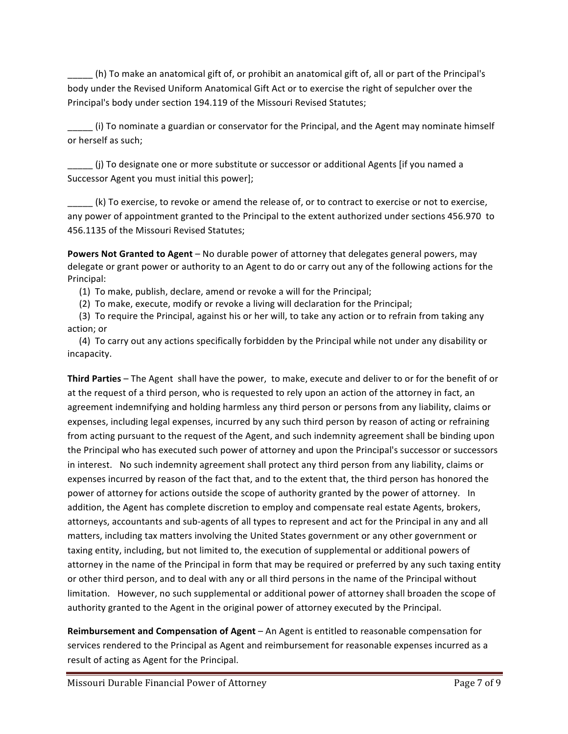_____ (h) To make an anatomical gift of, or prohibit an anatomical gift of, all or part of the Principal's body under the Revised Uniform Anatomical Gift Act or to exercise the right of sepulcher over the Principal's body under section 194.119 of the Missouri Revised Statutes;

_____ (i) To nominate a guardian or conservator for the Principal, and the Agent may nominate himself or herself as such;

_____ (j) To designate one or more substitute or successor or additional Agents [if you named a Successor Agent you must initial this power];

_____ (k) To exercise, to revoke or amend the release of, or to contract to exercise or not to exercise, any power of appointment granted to the Principal to the extent authorized under sections 456.970 to 456.1135 of the Missouri Revised Statutes;

**Powers Not Granted to Agent** – No durable power of attorney that delegates general powers, may delegate or grant power or authority to an Agent to do or carry out any of the following actions for the Principal:

(1) To make, publish, declare, amend or revoke a will for the Principal;
(2) To make, execute, modify or revoke a living will declaration for the Principal;
(3) To require the Principal, against his or her will, to take any action or to refrain from taking any action; or
(4) To carry out any actions specifically forbidden by the Principal while not under any disability or incapacity.

**Third Parties** – The Agent shall have the power, to make, execute and deliver to or for the benefit of or at the request of a third person, who is requested to rely upon an action of the attorney in fact, an agreement indemnifying and holding harmless any third person or persons from any liability, claims or expenses, including legal expenses, incurred by any such third person by reason of acting or refraining from acting pursuant to the request of the Agent, and such indemnity agreement shall be binding upon the Principal who has executed such power of attorney and upon the Principal's successor or successors in interest. No such indemnity agreement shall protect any third person from any liability, claims or expenses incurred by reason of the fact that, and to the extent that, the third person has honored the power of attorney for actions outside the scope of authority granted by the power of attorney. In addition, the Agent has complete discretion to employ and compensate real estate Agents, brokers, attorneys, accountants and sub-agents of all types to represent and act for the Principal in any and all matters, including tax matters involving the United States government or any other government or taxing entity, including, but not limited to, the execution of supplemental or additional powers of attorney in the name of the Principal in form that may be required or preferred by any such taxing entity or other third person, and to deal with any or all third persons in the name of the Principal without limitation. However, no such supplemental or additional power of attorney shall broaden the scope of authority granted to the Agent in the original power of attorney executed by the Principal.

**Reimbursement and Compensation of Agent** – An Agent is entitled to reasonable compensation for services rendered to the Principal as Agent and reimbursement for reasonable expenses incurred as a result of acting as Agent for the Principal.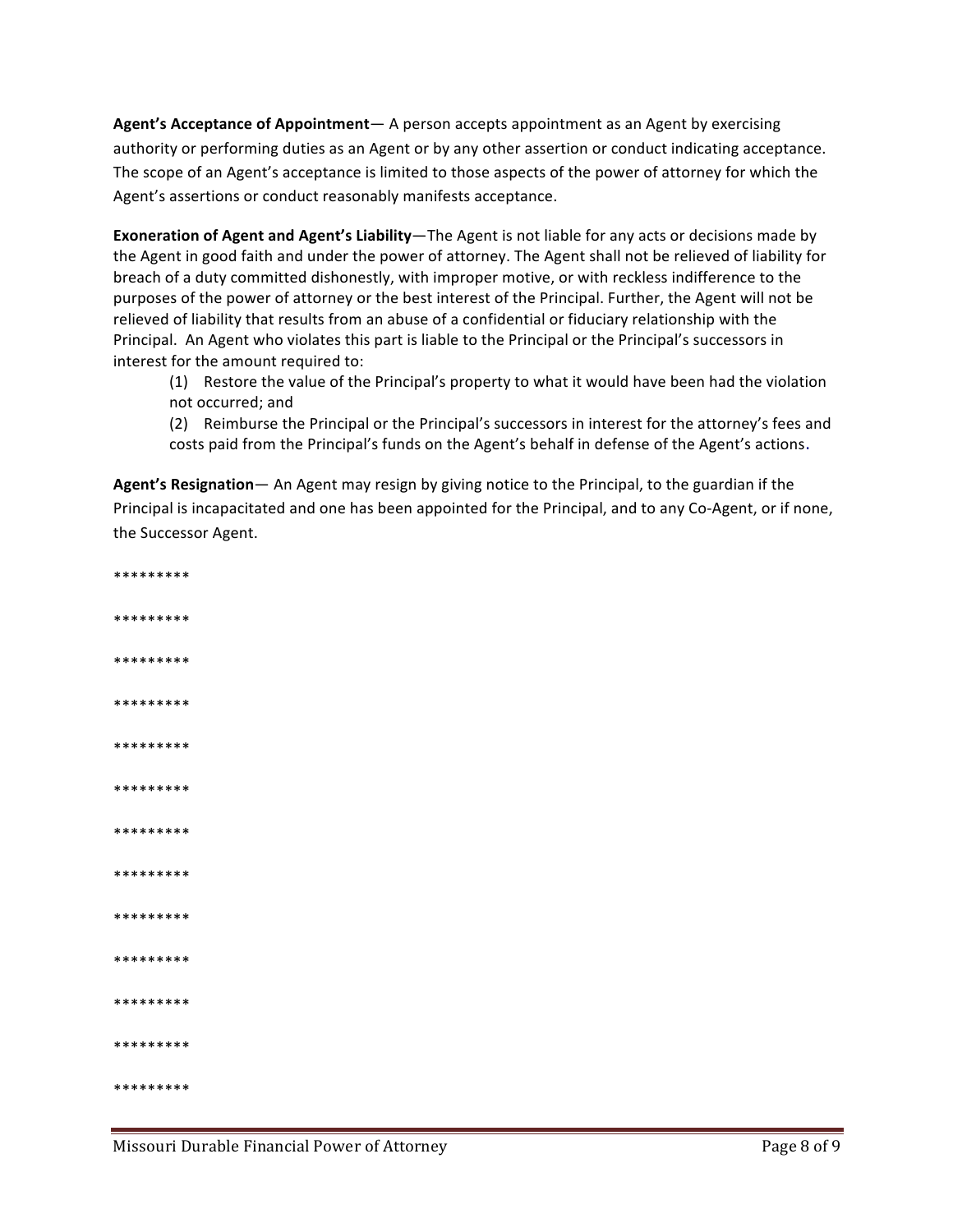**Agent's Acceptance of Appointment**— A person accepts appointment as an Agent by exercising authority or performing duties as an Agent or by any other assertion or conduct indicating acceptance. The scope of an Agent's acceptance is limited to those aspects of the power of attorney for which the Agent's assertions or conduct reasonably manifests acceptance.

**Exoneration of Agent and Agent's Liability**—The Agent is not liable for any acts or decisions made by the Agent in good faith and under the power of attorney. The Agent shall not be relieved of liability for breach of a duty committed dishonestly, with improper motive, or with reckless indifference to the purposes of the power of attorney or the best interest of the Principal. Further, the Agent will not be relieved of liability that results from an abuse of a confidential or fiduciary relationship with the Principal. An Agent who violates this part is liable to the Principal or the Principal's successors in interest for the amount required to:

(1) Restore the value of the Principal's property to what it would have been had the violation not occurred; and

(2) Reimburse the Principal or the Principal's successors in interest for the attorney's fees and costs paid from the Principal's funds on the Agent's behalf in defense of the Agent's actions.

**Agent's Resignation**— An Agent may resign by giving notice to the Principal, to the guardian if the Principal is incapacitated and one has been appointed for the Principal, and to any Co-Agent, or if none, the Successor Agent.

*********

*********

*********

*********

*********

*********

*********

*********

*********

*********

*********

*********

*********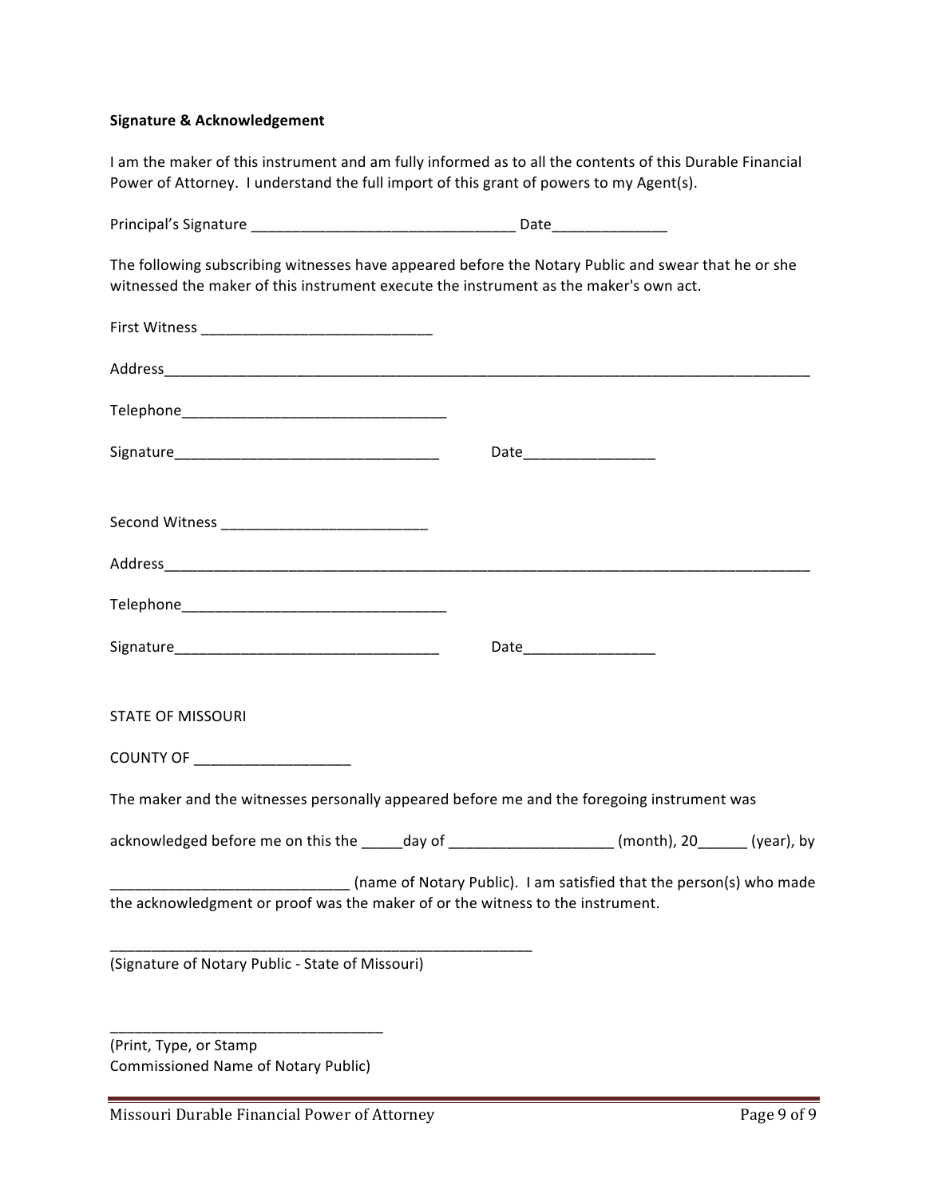**Signature & Acknowledgement**

I am the maker of this instrument and am fully informed as to all the contents of this Durable Financial Power of Attorney. I understand the full import of this grant of powers to my Agent(s).

Principal's Signature ________________________________ Date______________

The following subscribing witnesses have appeared before the Notary Public and swear that he or she witnessed the maker of this instrument execute the instrument as the maker's own act.

First Witness ____________________________

Address___________________________________________________________________________________

Telephone________________________________

Signature________________________________ Date________________

Second Witness _________________________

Address___________________________________________________________________________________

Telephone________________________________

Signature________________________________ Date________________

STATE OF MISSOURI

COUNTY OF ___________________

The maker and the witnesses personally appeared before me and the foregoing instrument was

acknowledged before me on this the _____day of ____________________ (month), 20______ (year), by

_____________________________ (name of Notary Public). I am satisfied that the person(s) who made the acknowledgment or proof was the maker of or the witness to the instrument.

_____________________________________________________
(Signature of Notary Public - State of Missouri)

__________________________________
(Print, Type, or Stamp
Commissioned Name of Notary Public)